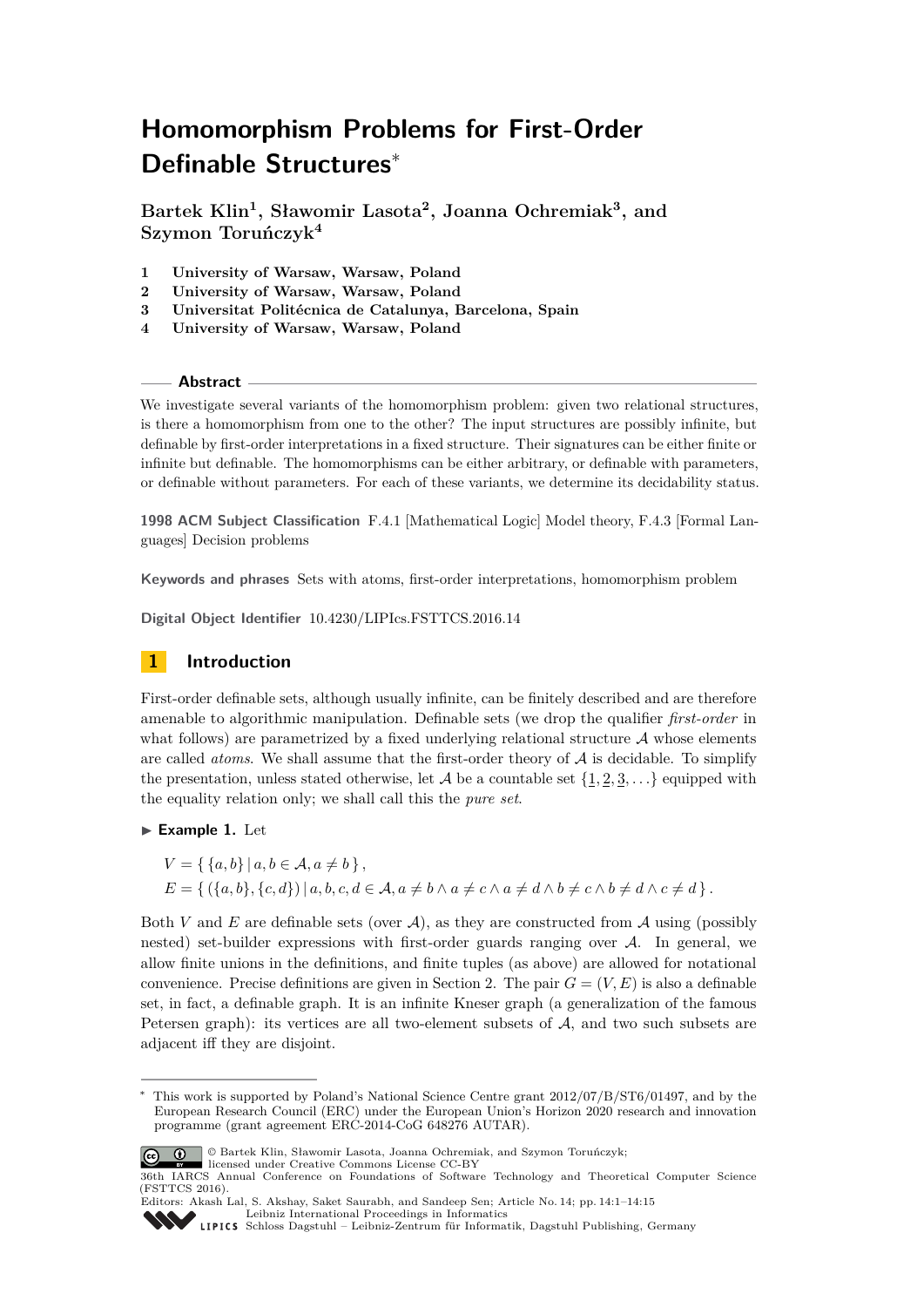# Homomorphism Problems for First-Order Definable Structures*

**Bartek Klin[1], Sławomir Lasota[2], Joanna Ochremiak[3], and Szymon Toruńczyk[4]**

1 **University of Warsaw, Warsaw, Poland**
2 **University of Warsaw, Warsaw, Poland**
3 **Universitat Politécnica de Catalunya, Barcelona, Spain**
4 **University of Warsaw, Warsaw, Poland**

## Abstract

We investigate several variants of the homomorphism problem: given two relational structures, is there a homomorphism from one to the other? The input structures are possibly infinite, but definable by first-order interpretations in a fixed structure. Their signatures can be either finite or infinite but definable. The homomorphisms can be either arbitrary, or definable with parameters, or definable without parameters. For each of these variants, we determine its decidability status.

**1998 ACM Subject Classification** F.4.1 [Mathematical Logic] Model theory, F.4.3 [Formal Languages] Decision problems

**Keywords and phrases** Sets with atoms, first-order interpretations, homomorphism problem

**Digital Object Identifier** 10.4230/LIPIcs.FSTTCS.2016.14

## 1 Introduction

First-order definable sets, although usually infinite, can be finitely described and are therefore amenable to algorithmic manipulation. Definable sets (we drop the qualifier *first-order* in what follows) are parametrized by a fixed underlying relational structure $\mathcal{A}$ whose elements are called *atoms*. We shall assume that the first-order theory of $\mathcal{A}$ is decidable. To simplify the presentation, unless stated otherwise, let $\mathcal{A}$ be a countable set $\{\underline{1}, \underline{2}, \underline{3}, \ldots\}$ equipped with the equality relation only; we shall call this the *pure set*.

▶ **Example 1.** Let

$$V = \{\, \{a, b\} \mid a, b \in \mathcal{A}, a \neq b \,\},$$
$$E = \{\, (\{a, b\}, \{c, d\}) \mid a, b, c, d \in \mathcal{A}, a \neq b \wedge a \neq c \wedge a \neq d \wedge b \neq c \wedge b \neq d \wedge c \neq d \,\}.$$

Both $V$ and $E$ are definable sets (over $\mathcal{A}$), as they are constructed from $\mathcal{A}$ using (possibly nested) set-builder expressions with first-order guards ranging over $\mathcal{A}$. In general, we allow finite unions in the definitions, and finite tuples (as above) are allowed for notational convenience. Precise definitions are given in Section 2. The pair $G = (V, E)$ is also a definable set, in fact, a definable graph. It is an infinite Kneser graph (a generalization of the famous Petersen graph): its vertices are all two-element subsets of $\mathcal{A}$, and two such subsets are adjacent iff they are disjoint.

---

* This work is supported by Poland's National Science Centre grant 2012/07/B/ST6/01497, and by the European Research Council (ERC) under the European Union's Horizon 2020 research and innovation programme (grant agreement ERC-2014-CoG 648276 AUTAR).

© Bartek Klin, Sławomir Lasota, Joanna Ochremiak, and Szymon Toruńczyk; licensed under Creative Commons License CC-BY
36th IARCS Annual Conference on Foundations of Software Technology and Theoretical Computer Science (FSTTCS 2016).
Editors: Akash Lal, S. Akshay, Saket Saurabh, and Sandeep Sen; Article No. 14; pp. 14:1–14:15
Leibniz International Proceedings in Informatics
LIPICS Schloss Dagstuhl – Leibniz-Zentrum für Informatik, Dagstuhl Publishing, Germany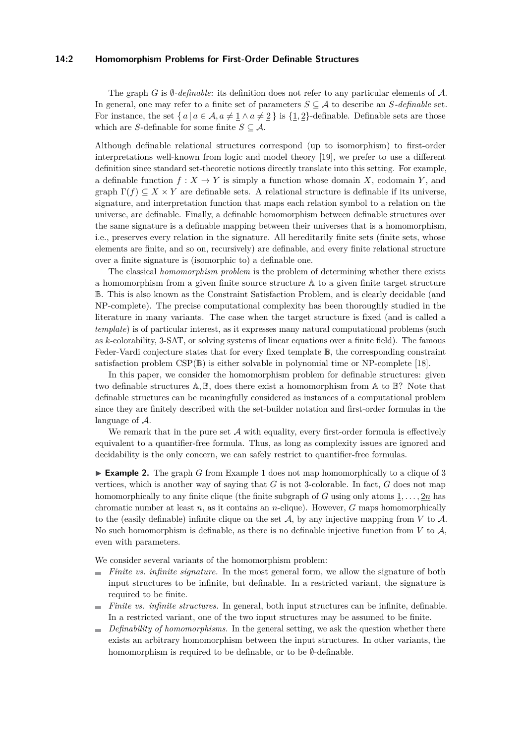The graph $G$ is $\emptyset$-*definable*: its definition does not refer to any particular elements of $\mathcal{A}$. In general, one may refer to a finite set of parameters $S \subseteq \mathcal{A}$ to describe an $S$-*definable* set. For instance, the set $\{ a \mid a \in \mathcal{A}, a \neq \underline{1} \wedge a \neq \underline{2} \}$ is $\{\underline{1}, \underline{2}\}$-definable. Definable sets are those which are $S$-definable for some finite $S \subseteq \mathcal{A}$.

Although definable relational structures correspond (up to isomorphism) to first-order interpretations well-known from logic and model theory [19], we prefer to use a different definition since standard set-theoretic notions directly translate into this setting. For example, a definable function $f : X \to Y$ is simply a function whose domain $X$, codomain $Y$, and graph $\Gamma(f) \subseteq X \times Y$ are definable sets. A relational structure is definable if its universe, signature, and interpretation function that maps each relation symbol to a relation on the universe, are definable. Finally, a definable homomorphism between definable structures over the same signature is a definable mapping between their universes that is a homomorphism, i.e., preserves every relation in the signature. All hereditarily finite sets (finite sets, whose elements are finite, and so on, recursively) are definable, and every finite relational structure over a finite signature is (isomorphic to) a definable one.

The classical *homomorphism problem* is the problem of determining whether there exists a homomorphism from a given finite source structure $\mathbb{A}$ to a given finite target structure $\mathbb{B}$. This is also known as the Constraint Satisfaction Problem, and is clearly decidable (and NP-complete). The precise computational complexity has been thoroughly studied in the literature in many variants. The case when the target structure is fixed (and is called a *template*) is of particular interest, as it expresses many natural computational problems (such as $k$-colorability, 3-SAT, or solving systems of linear equations over a finite field). The famous Feder-Vardi conjecture states that for every fixed template $\mathbb{B}$, the corresponding constraint satisfaction problem $\mathrm{CSP}(\mathbb{B})$ is either solvable in polynomial time or NP-complete [18].

In this paper, we consider the homomorphism problem for definable structures: given two definable structures $\mathbb{A}, \mathbb{B}$, does there exist a homomorphism from $\mathbb{A}$ to $\mathbb{B}$? Note that definable structures can be meaningfully considered as instances of a computational problem since they are finitely described with the set-builder notation and first-order formulas in the language of $\mathcal{A}$.

We remark that in the pure set $\mathcal{A}$ with equality, every first-order formula is effectively equivalent to a quantifier-free formula. Thus, as long as complexity issues are ignored and decidability is the only concern, we can safely restrict to quantifier-free formulas.

▶ **Example 2.** The graph $G$ from Example 1 does not map homomorphically to a clique of 3 vertices, which is another way of saying that $G$ is not 3-colorable. In fact, $G$ does not map homomorphically to any finite clique (the finite subgraph of $G$ using only atoms $\underline{1}, \ldots, \underline{2n}$ has chromatic number at least $n$, as it contains an $n$-clique). However, $G$ maps homomorphically to the (easily definable) infinite clique on the set $\mathcal{A}$, by any injective mapping from $V$ to $\mathcal{A}$. No such homomorphism is definable, as there is no definable injective function from $V$ to $\mathcal{A}$, even with parameters.

We consider several variants of the homomorphism problem:

- *Finite vs. infinite signature.* In the most general form, we allow the signature of both input structures to be infinite, but definable. In a restricted variant, the signature is required to be finite.
- *Finite vs. infinite structures.* In general, both input structures can be infinite, definable. In a restricted variant, one of the two input structures may be assumed to be finite.
- *Definability of homomorphisms.* In the general setting, we ask the question whether there exists an arbitrary homomorphism between the input structures. In other variants, the homomorphism is required to be definable, or to be $\emptyset$-definable.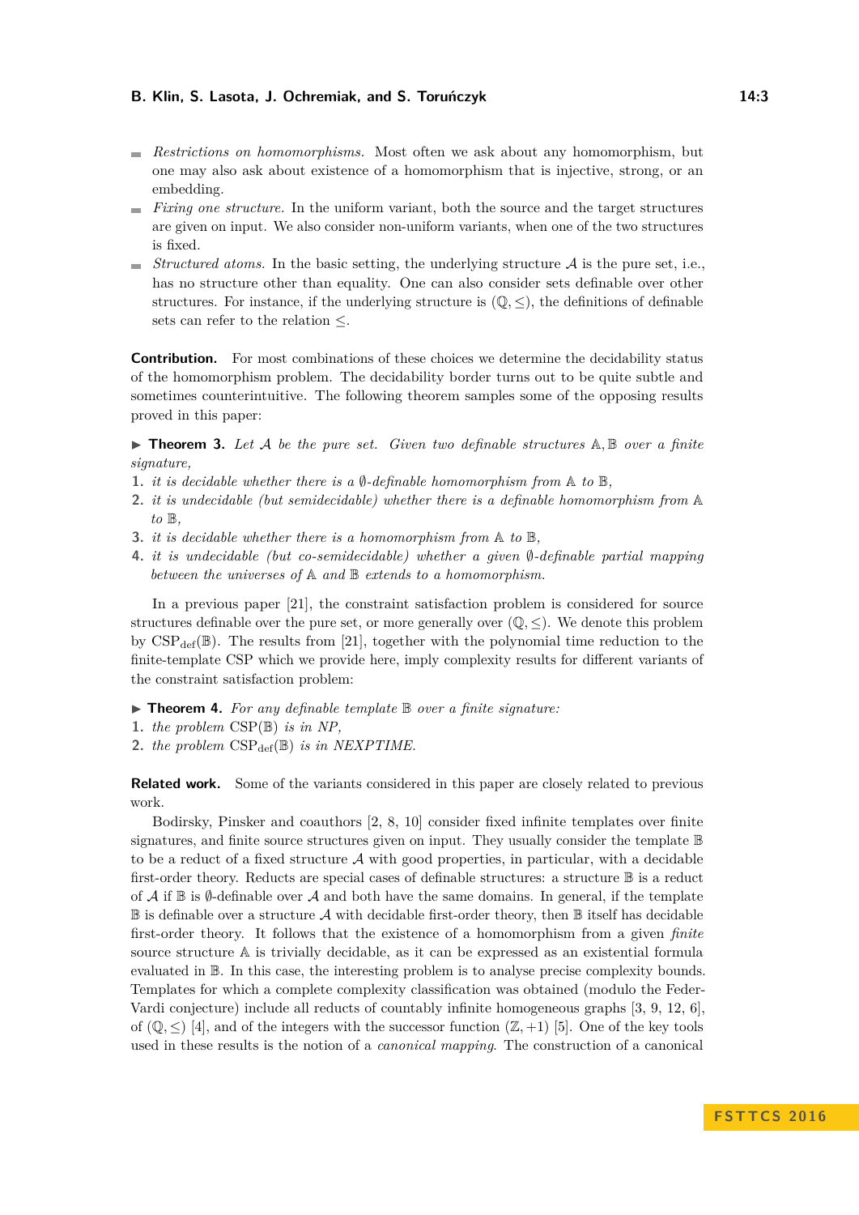- *Restrictions on homomorphisms.* Most often we ask about any homomorphism, but one may also ask about existence of a homomorphism that is injective, strong, or an embedding.
- *Fixing one structure.* In the uniform variant, both the source and the target structures are given on input. We also consider non-uniform variants, when one of the two structures is fixed.
- *Structured atoms.* In the basic setting, the underlying structure $\mathcal{A}$ is the pure set, i.e., has no structure other than equality. One can also consider sets definable over other structures. For instance, if the underlying structure is $(\mathbb{Q}, \leq)$, the definitions of definable sets can refer to the relation $\leq$.

**Contribution.** For most combinations of these choices we determine the decidability status of the homomorphism problem. The decidability border turns out to be quite subtle and sometimes counterintuitive. The following theorem samples some of the opposing results proved in this paper:

▶ **Theorem 3.** *Let $\mathcal{A}$ be the pure set. Given two definable structures $\mathbb{A}, \mathbb{B}$ over a finite signature,*

1. *it is decidable whether there is a $\emptyset$-definable homomorphism from $\mathbb{A}$ to $\mathbb{B}$,*
2. *it is undecidable (but semidecidable) whether there is a definable homomorphism from $\mathbb{A}$ to $\mathbb{B}$,*
3. *it is decidable whether there is a homomorphism from $\mathbb{A}$ to $\mathbb{B}$,*
4. *it is undecidable (but co-semidecidable) whether a given $\emptyset$-definable partial mapping between the universes of $\mathbb{A}$ and $\mathbb{B}$ extends to a homomorphism.*

In a previous paper [21], the constraint satisfaction problem is considered for source structures definable over the pure set, or more generally over $(\mathbb{Q}, \leq)$. We denote this problem by $\mathrm{CSP}_{\mathrm{def}}(\mathbb{B})$. The results from [21], together with the polynomial time reduction to the finite-template CSP which we provide here, imply complexity results for different variants of the constraint satisfaction problem:

▶ **Theorem 4.** *For any definable template $\mathbb{B}$ over a finite signature:*

1. *the problem $\mathrm{CSP}(\mathbb{B})$ is in NP,*
2. *the problem $\mathrm{CSP}_{\mathrm{def}}(\mathbb{B})$ is in NEXPTIME.*

**Related work.** Some of the variants considered in this paper are closely related to previous work.

Bodirsky, Pinsker and coauthors [2, 8, 10] consider fixed infinite templates over finite signatures, and finite source structures given on input. They usually consider the template $\mathbb{B}$ to be a reduct of a fixed structure $\mathcal{A}$ with good properties, in particular, with a decidable first-order theory. Reducts are special cases of definable structures: a structure $\mathbb{B}$ is a reduct of $\mathcal{A}$ if $\mathbb{B}$ is $\emptyset$-definable over $\mathcal{A}$ and both have the same domains. In general, if the template $\mathbb{B}$ is definable over a structure $\mathcal{A}$ with decidable first-order theory, then $\mathbb{B}$ itself has decidable first-order theory. It follows that the existence of a homomorphism from a given *finite* source structure $\mathbb{A}$ is trivially decidable, as it can be expressed as an existential formula evaluated in $\mathbb{B}$. In this case, the interesting problem is to analyse precise complexity bounds. Templates for which a complete complexity classification was obtained (modulo the Feder-Vardi conjecture) include all reducts of countably infinite homogeneous graphs [3, 9, 12, 6], of $(\mathbb{Q}, \leq)$ [4], and of the integers with the successor function $(\mathbb{Z}, +1)$ [5]. One of the key tools used in these results is the notion of a *canonical mapping*. The construction of a canonical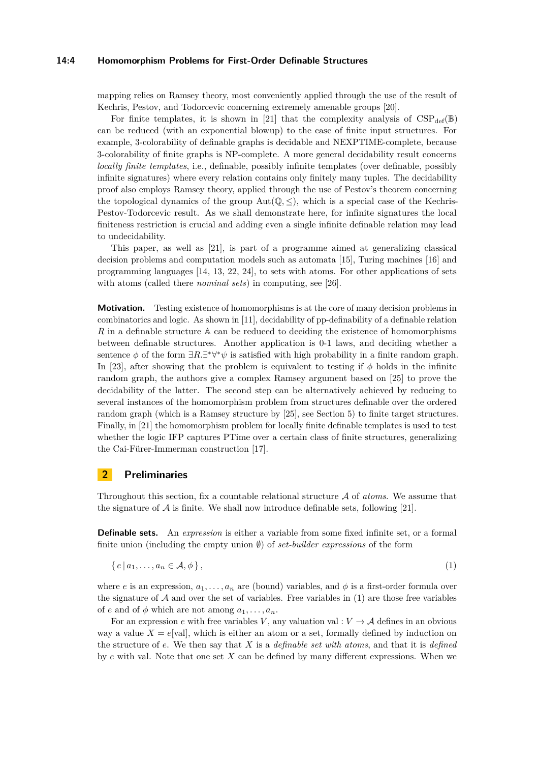mapping relies on Ramsey theory, most conveniently applied through the use of the result of Kechris, Pestov, and Todorcevic concerning extremely amenable groups [20].

For finite templates, it is shown in [21] that the complexity analysis of $\mathrm{CSP}_{\mathrm{def}}(\mathbb{B})$ can be reduced (with an exponential blowup) to the case of finite input structures. For example, 3-colorability of definable graphs is decidable and NEXPTIME-complete, because 3-colorability of finite graphs is NP-complete. A more general decidability result concerns *locally finite templates*, i.e., definable, possibly infinite templates (over definable, possibly infinite signatures) where every relation contains only finitely many tuples. The decidability proof also employs Ramsey theory, applied through the use of Pestov's theorem concerning the topological dynamics of the group $\mathrm{Aut}(\mathbb{Q}, \leq)$, which is a special case of the Kechris-Pestov-Todorcevic result. As we shall demonstrate here, for infinite signatures the local finiteness restriction is crucial and adding even a single infinite definable relation may lead to undecidability.

This paper, as well as [21], is part of a programme aimed at generalizing classical decision problems and computation models such as automata [15], Turing machines [16] and programming languages [14, 13, 22, 24], to sets with atoms. For other applications of sets with atoms (called there *nominal sets*) in computing, see [26].

**Motivation.** Testing existence of homomorphisms is at the core of many decision problems in combinatorics and logic. As shown in [11], decidability of pp-definability of a definable relation $R$ in a definable structure $\mathbb{A}$ can be reduced to deciding the existence of homomorphisms between definable structures. Another application is 0-1 laws, and deciding whether a sentence $\phi$ of the form $\exists R.\exists^*\forall^*\psi$ is satisfied with high probability in a finite random graph. In [23], after showing that the problem is equivalent to testing if $\phi$ holds in the infinite random graph, the authors give a complex Ramsey argument based on [25] to prove the decidability of the latter. The second step can be alternatively achieved by reducing to several instances of the homomorphism problem from structures definable over the ordered random graph (which is a Ramsey structure by [25], see Section 5) to finite target structures. Finally, in [21] the homomorphism problem for locally finite definable templates is used to test whether the logic IFP captures PTime over a certain class of finite structures, generalizing the Cai-Fürer-Immerman construction [17].

## 2 Preliminaries

Throughout this section, fix a countable relational structure $\mathcal{A}$ of *atoms*. We assume that the signature of $\mathcal{A}$ is finite. We shall now introduce definable sets, following [21].

**Definable sets.** An *expression* is either a variable from some fixed infinite set, or a formal finite union (including the empty union $\emptyset$) of *set-builder expressions* of the form

$$\{\, e \,|\, a_1, \ldots, a_n \in \mathcal{A}, \phi \,\}, \tag{1}$$

where $e$ is an expression, $a_1, \ldots, a_n$ are (bound) variables, and $\phi$ is a first-order formula over the signature of $\mathcal{A}$ and over the set of variables. Free variables in (1) are those free variables of $e$ and of $\phi$ which are not among $a_1, \ldots, a_n$.

For an expression $e$ with free variables $V$, any valuation $\mathrm{val} : V \to \mathcal{A}$ defines in an obvious way a value $X = e[\mathrm{val}]$, which is either an atom or a set, formally defined by induction on the structure of $e$. We then say that $X$ is a *definable set with atoms*, and that it is *defined* by $e$ with val. Note that one set $X$ can be defined by many different expressions. When we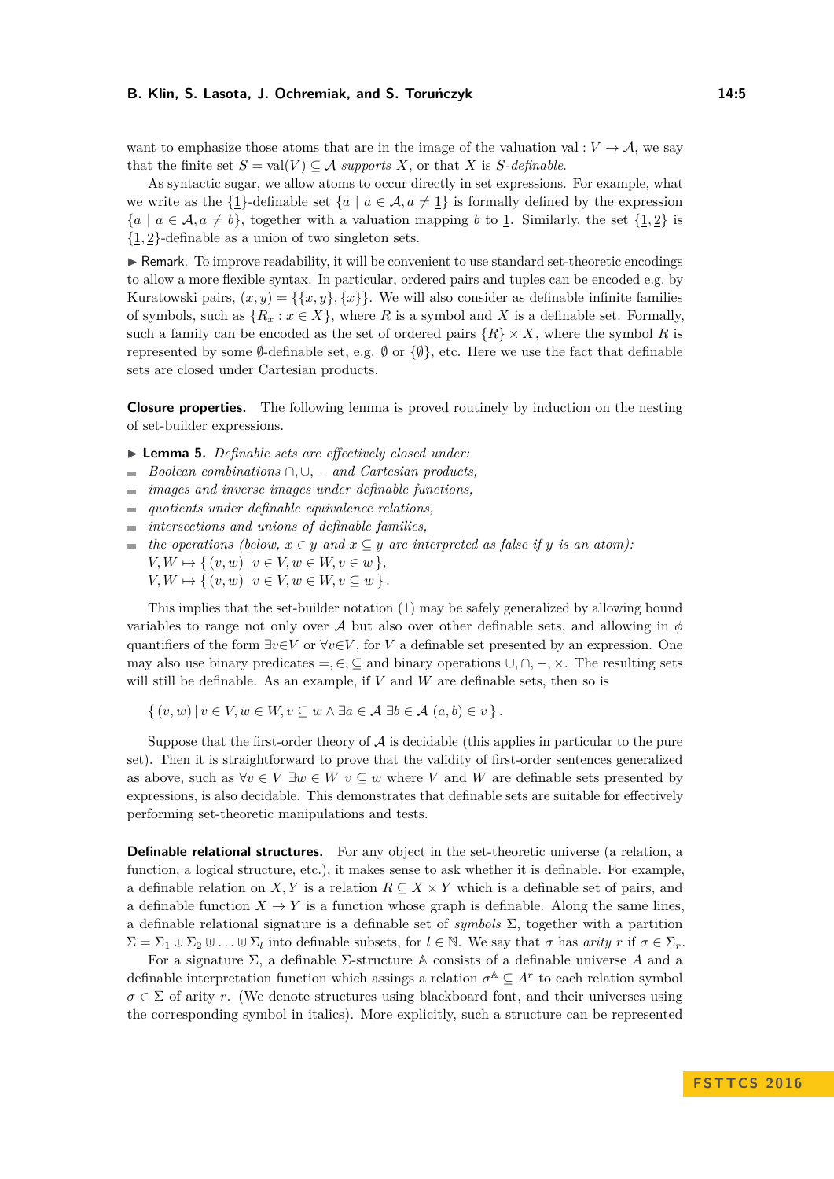want to emphasize those atoms that are in the image of the valuation $\mathrm{val} : V \to \mathcal{A}$, we say that the finite set $S = \mathrm{val}(V) \subseteq \mathcal{A}$ *supports* $X$, or that $X$ is *$S$-definable*.

As syntactic sugar, we allow atoms to occur directly in set expressions. For example, what we write as the $\{\underline{1}\}$-definable set $\{a \mid a \in \mathcal{A}, a \neq \underline{1}\}$ is formally defined by the expression $\{a \mid a \in \mathcal{A}, a \neq b\}$, together with a valuation mapping $b$ to $\underline{1}$. Similarly, the set $\{\underline{1}, \underline{2}\}$ is $\{\underline{1}, \underline{2}\}$-definable as a union of two singleton sets.

▶ Remark. To improve readability, it will be convenient to use standard set-theoretic encodings to allow a more flexible syntax. In particular, ordered pairs and tuples can be encoded e.g. by Kuratowski pairs, $(x, y) = \{\{x, y\}, \{x\}\}$. We will also consider as definable infinite families of symbols, such as $\{R_x : x \in X\}$, where $R$ is a symbol and $X$ is a definable set. Formally, such a family can be encoded as the set of ordered pairs $\{R\} \times X$, where the symbol $R$ is represented by some $\emptyset$-definable set, e.g. $\emptyset$ or $\{\emptyset\}$, etc. Here we use the fact that definable sets are closed under Cartesian products.

**Closure properties.** The following lemma is proved routinely by induction on the nesting of set-builder expressions.

▶ **Lemma 5.** *Definable sets are effectively closed under:*

- *Boolean combinations* $\cap, \cup, -$ *and Cartesian products,*
- *images and inverse images under definable functions,*
- *quotients under definable equivalence relations,*
- *intersections and unions of definable families,*
- *the operations (below, $x \in y$ and $x \subseteq y$ are interpreted as false if $y$ is an atom):*
  $V, W \mapsto \{\, (v, w) \mid v \in V, w \in W, v \in w \,\}$,
  $V, W \mapsto \{\, (v, w) \mid v \in V, w \in W, v \subseteq w \,\}$.

This implies that the set-builder notation (1) may be safely generalized by allowing bound variables to range not only over $\mathcal{A}$ but also over other definable sets, and allowing in $\phi$ quantifiers of the form $\exists v{\in}V$ or $\forall v{\in}V$, for $V$ a definable set presented by an expression. One may also use binary predicates $=, \in, \subseteq$ and binary operations $\cup, \cap, -, \times$. The resulting sets will still be definable. As an example, if $V$ and $W$ are definable sets, then so is

$$\{\, (v, w) \mid v \in V, w \in W, v \subseteq w \wedge \exists a \in \mathcal{A}\ \exists b \in \mathcal{A}\ (a, b) \in v \,\}.$$

Suppose that the first-order theory of $\mathcal{A}$ is decidable (this applies in particular to the pure set). Then it is straightforward to prove that the validity of first-order sentences generalized as above, such as $\forall v \in V\ \exists w \in W\ v \subseteq w$ where $V$ and $W$ are definable sets presented by expressions, is also decidable. This demonstrates that definable sets are suitable for effectively performing set-theoretic manipulations and tests.

**Definable relational structures.** For any object in the set-theoretic universe (a relation, a function, a logical structure, etc.), it makes sense to ask whether it is definable. For example, a definable relation on $X, Y$ is a relation $R \subseteq X \times Y$ which is a definable set of pairs, and a definable function $X \to Y$ is a function whose graph is definable. Along the same lines, a definable relational signature is a definable set of *symbols* $\Sigma$, together with a partition $\Sigma = \Sigma_1 \uplus \Sigma_2 \uplus \ldots \uplus \Sigma_l$ into definable subsets, for $l \in \mathbb{N}$. We say that $\sigma$ has *arity* $r$ if $\sigma \in \Sigma_r$.

For a signature $\Sigma$, a definable $\Sigma$-structure $\mathbb{A}$ consists of a definable universe $A$ and a definable interpretation function which assings a relation $\sigma^{\mathbb{A}} \subseteq A^r$ to each relation symbol $\sigma \in \Sigma$ of arity $r$. (We denote structures using blackboard font, and their universes using the corresponding symbol in italics). More explicitly, such a structure can be represented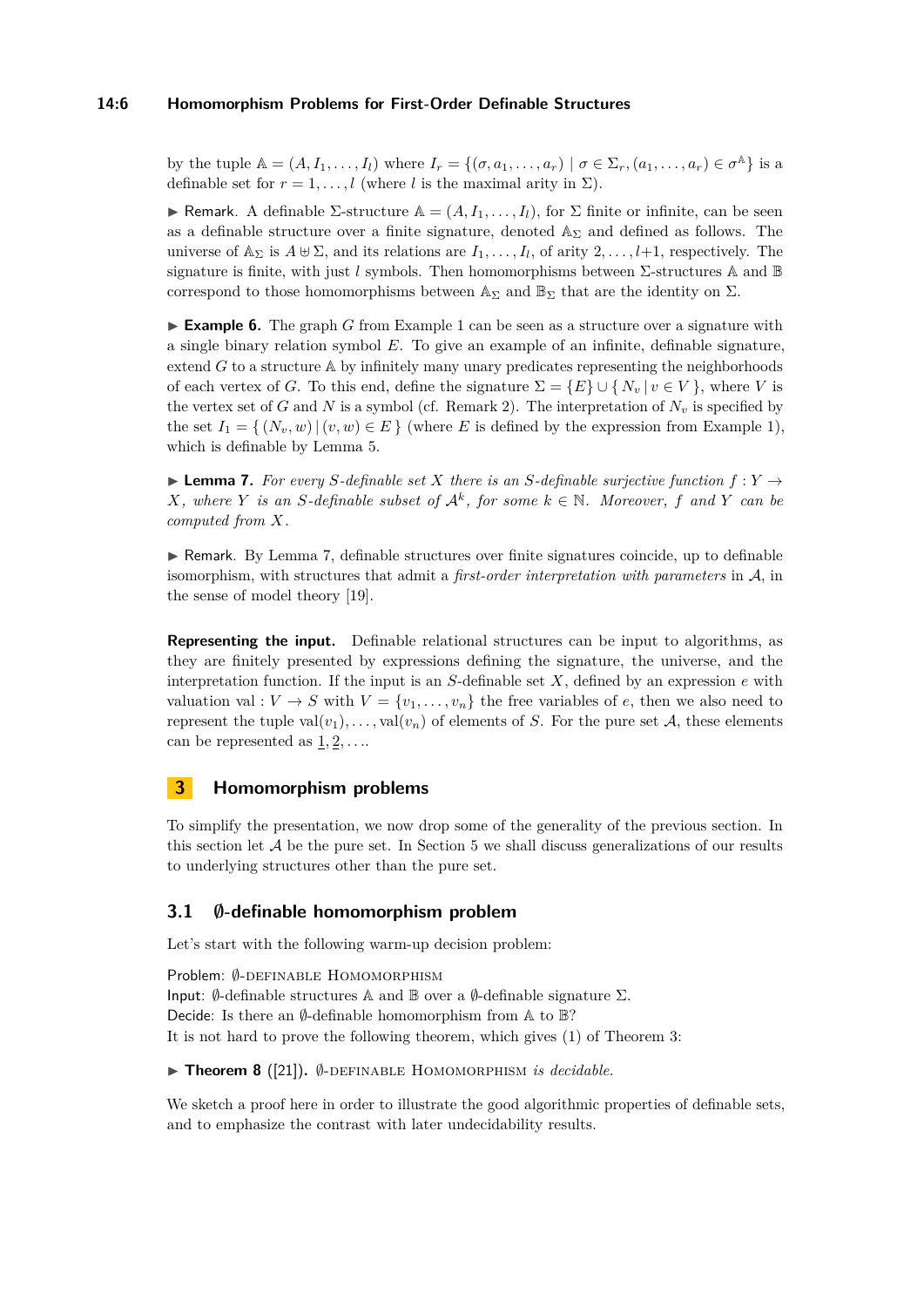by the tuple $\mathbb{A} = (A, I_1, \ldots, I_l)$ where $I_r = \{(\sigma, a_1, \ldots, a_r) \mid \sigma \in \Sigma_r, (a_1, \ldots, a_r) \in \sigma^{\mathbb{A}}\}$ is a definable set for $r = 1, \ldots, l$ (where $l$ is the maximal arity in $\Sigma$).

▶ Remark. A definable $\Sigma$-structure $\mathbb{A} = (A, I_1, \ldots, I_l)$, for $\Sigma$ finite or infinite, can be seen as a definable structure over a finite signature, denoted $\mathbb{A}_\Sigma$ and defined as follows. The universe of $\mathbb{A}_\Sigma$ is $A \uplus \Sigma$, and its relations are $I_1, \ldots, I_l$, of arity $2, \ldots, l{+}1$, respectively. The signature is finite, with just $l$ symbols. Then homomorphisms between $\Sigma$-structures $\mathbb{A}$ and $\mathbb{B}$ correspond to those homomorphisms between $\mathbb{A}_\Sigma$ and $\mathbb{B}_\Sigma$ that are the identity on $\Sigma$.

▶ **Example 6.** The graph $G$ from Example 1 can be seen as a structure over a signature with a single binary relation symbol $E$. To give an example of an infinite, definable signature, extend $G$ to a structure $\mathbb{A}$ by infinitely many unary predicates representing the neighborhoods of each vertex of $G$. To this end, define the signature $\Sigma = \{E\} \cup \{ N_v \mid v \in V \}$, where $V$ is the vertex set of $G$ and $N$ is a symbol (cf. Remark 2). The interpretation of $N_v$ is specified by the set $I_1 = \{ (N_v, w) \mid (v, w) \in E \}$ (where $E$ is defined by the expression from Example 1), which is definable by Lemma 5.

▶ **Lemma 7.** *For every $S$-definable set $X$ there is an $S$-definable surjective function $f : Y \to X$, where $Y$ is an $S$-definable subset of $\mathcal{A}^k$, for some $k \in \mathbb{N}$. Moreover, $f$ and $Y$ can be computed from $X$.*

▶ Remark. By Lemma 7, definable structures over finite signatures coincide, up to definable isomorphism, with structures that admit a *first-order interpretation with parameters* in $\mathcal{A}$, in the sense of model theory [19].

**Representing the input.** Definable relational structures can be input to algorithms, as they are finitely presented by expressions defining the signature, the universe, and the interpretation function. If the input is an $S$-definable set $X$, defined by an expression $e$ with valuation $\mathrm{val} : V \to S$ with $V = \{v_1, \ldots, v_n\}$ the free variables of $e$, then we also need to represent the tuple $\mathrm{val}(v_1), \ldots, \mathrm{val}(v_n)$ of elements of $S$. For the pure set $\mathcal{A}$, these elements can be represented as $\underline{1}, \underline{2}, \ldots$.

## 3 Homomorphism problems

To simplify the presentation, we now drop some of the generality of the previous section. In this section let $\mathcal{A}$ be the pure set. In Section 5 we shall discuss generalizations of our results to underlying structures other than the pure set.

### 3.1 $\emptyset$-definable homomorphism problem

Let's start with the following warm-up decision problem:

Problem: $\emptyset$-DEFINABLE HOMOMORPHISM
Input: $\emptyset$-definable structures $\mathbb{A}$ and $\mathbb{B}$ over a $\emptyset$-definable signature $\Sigma$.
Decide: Is there an $\emptyset$-definable homomorphism from $\mathbb{A}$ to $\mathbb{B}$?
It is not hard to prove the following theorem, which gives (1) of Theorem 3:

▶ **Theorem 8** ([21]). *$\emptyset$-DEFINABLE HOMOMORPHISM is decidable.*

We sketch a proof here in order to illustrate the good algorithmic properties of definable sets, and to emphasize the contrast with later undecidability results.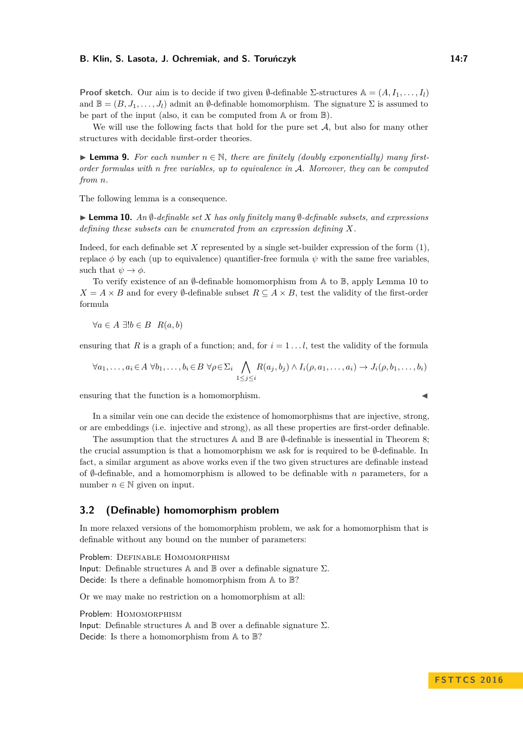**Proof sketch.** Our aim is to decide if two given $\emptyset$-definable $\Sigma$-structures $\mathbb{A} = (A, I_1, \ldots, I_l)$ and $\mathbb{B} = (B, J_1, \ldots, J_l)$ admit an $\emptyset$-definable homomorphism. The signature $\Sigma$ is assumed to be part of the input (also, it can be computed from $\mathbb{A}$ or from $\mathbb{B}$).

We will use the following facts that hold for the pure set $\mathcal{A}$, but also for many other structures with decidable first-order theories.

▶ **Lemma 9.** *For each number $n \in \mathbb{N}$, there are finitely (doubly exponentially) many first-order formulas with $n$ free variables, up to equivalence in $\mathcal{A}$. Moreover, they can be computed from $n$.*

The following lemma is a consequence.

▶ **Lemma 10.** *An $\emptyset$-definable set $X$ has only finitely many $\emptyset$-definable subsets, and expressions defining these subsets can be enumerated from an expression defining $X$.*

Indeed, for each definable set $X$ represented by a single set-builder expression of the form (1), replace $\phi$ by each (up to equivalence) quantifier-free formula $\psi$ with the same free variables, such that $\psi \to \phi$.

To verify existence of an $\emptyset$-definable homomorphism from $\mathbb{A}$ to $\mathbb{B}$, apply Lemma 10 to $X = A \times B$ and for every $\emptyset$-definable subset $R \subseteq A \times B$, test the validity of the first-order formula

$$\forall a \in A \ \exists! b \in B \ \ R(a, b)$$

ensuring that $R$ is a graph of a function; and, for $i = 1 \ldots l$, test the validity of the formula

$$\forall a_1, \ldots, a_i \in A \ \forall b_1, \ldots, b_i \in B \ \forall \rho \in \Sigma_i \bigwedge_{1 \leq j \leq i} R(a_j, b_j) \wedge I_i(\rho, a_1, \ldots, a_i) \to J_i(\rho, b_1, \ldots, b_i)$$

ensuring that the function is a homomorphism. ◀

In a similar vein one can decide the existence of homomorphisms that are injective, strong, or are embeddings (i.e. injective and strong), as all these properties are first-order definable.

The assumption that the structures $\mathbb{A}$ and $\mathbb{B}$ are $\emptyset$-definable is inessential in Theorem 8; the crucial assumption is that a homomorphism we ask for is required to be $\emptyset$-definable. In fact, a similar argument as above works even if the two given structures are definable instead of $\emptyset$-definable, and a homomorphism is allowed to be definable with $n$ parameters, for a number $n \in \mathbb{N}$ given on input.

## 3.2 (Definable) homomorphism problem

In more relaxed versions of the homomorphism problem, we ask for a homomorphism that is definable without any bound on the number of parameters:

Problem: Definable Homomorphism
Input: Definable structures $\mathbb{A}$ and $\mathbb{B}$ over a definable signature $\Sigma$.
Decide: Is there a definable homomorphism from $\mathbb{A}$ to $\mathbb{B}$?

Or we may make no restriction on a homomorphism at all:

Problem: Homomorphism
Input: Definable structures $\mathbb{A}$ and $\mathbb{B}$ over a definable signature $\Sigma$.
Decide: Is there a homomorphism from $\mathbb{A}$ to $\mathbb{B}$?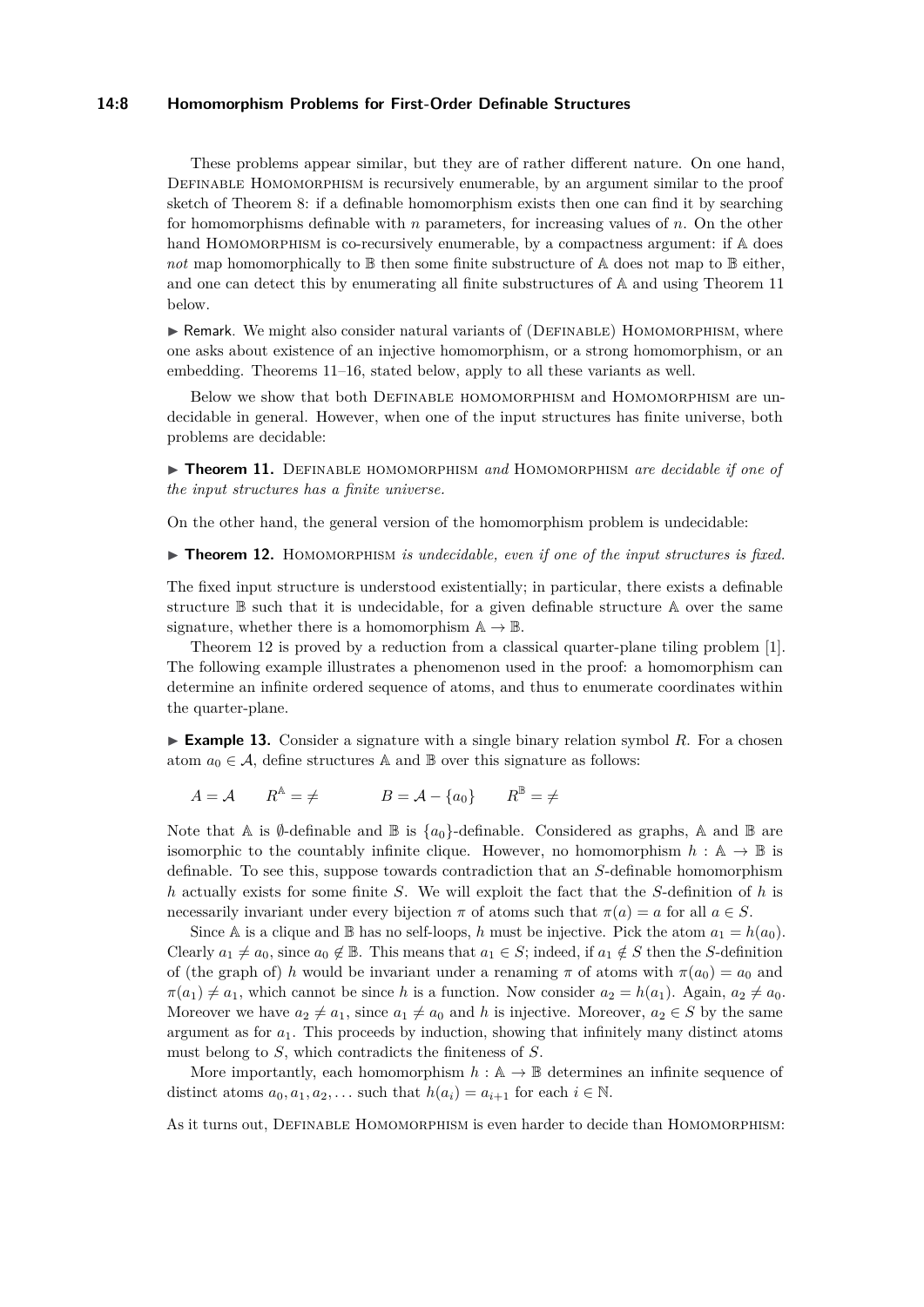These problems appear similar, but they are of rather different nature. On one hand, Definable Homomorphism is recursively enumerable, by an argument similar to the proof sketch of Theorem 8: if a definable homomorphism exists then one can find it by searching for homomorphisms definable with $n$ parameters, for increasing values of $n$. On the other hand Homomorphism is co-recursively enumerable, by a compactness argument: if $\mathbb{A}$ does *not* map homomorphically to $\mathbb{B}$ then some finite substructure of $\mathbb{A}$ does not map to $\mathbb{B}$ either, and one can detect this by enumerating all finite substructures of $\mathbb{A}$ and using Theorem 11 below.

▶ Remark. We might also consider natural variants of (Definable) Homomorphism, where one asks about existence of an injective homomorphism, or a strong homomorphism, or an embedding. Theorems 11–16, stated below, apply to all these variants as well.

Below we show that both Definable homomorphism and Homomorphism are undecidable in general. However, when one of the input structures has finite universe, both problems are decidable:

▶ **Theorem 11.** Definable homomorphism *and* Homomorphism *are decidable if one of the input structures has a finite universe.*

On the other hand, the general version of the homomorphism problem is undecidable:

▶ **Theorem 12.** Homomorphism *is undecidable, even if one of the input structures is fixed.*

The fixed input structure is understood existentially; in particular, there exists a definable structure $\mathbb{B}$ such that it is undecidable, for a given definable structure $\mathbb{A}$ over the same signature, whether there is a homomorphism $\mathbb{A} \to \mathbb{B}$.

Theorem 12 is proved by a reduction from a classical quarter-plane tiling problem [1]. The following example illustrates a phenomenon used in the proof: a homomorphism can determine an infinite ordered sequence of atoms, and thus to enumerate coordinates within the quarter-plane.

▶ **Example 13.** Consider a signature with a single binary relation symbol $R$. For a chosen atom $a_0 \in \mathcal{A}$, define structures $\mathbb{A}$ and $\mathbb{B}$ over this signature as follows:

$$A = \mathcal{A} \qquad R^{\mathbb{A}} = \neq \qquad\qquad B = \mathcal{A} - \{a_0\} \qquad R^{\mathbb{B}} = \neq$$

Note that $\mathbb{A}$ is $\emptyset$-definable and $\mathbb{B}$ is $\{a_0\}$-definable. Considered as graphs, $\mathbb{A}$ and $\mathbb{B}$ are isomorphic to the countably infinite clique. However, no homomorphism $h : \mathbb{A} \to \mathbb{B}$ is definable. To see this, suppose towards contradiction that an $S$-definable homomorphism $h$ actually exists for some finite $S$. We will exploit the fact that the $S$-definition of $h$ is necessarily invariant under every bijection $\pi$ of atoms such that $\pi(a) = a$ for all $a \in S$.

Since $\mathbb{A}$ is a clique and $\mathbb{B}$ has no self-loops, $h$ must be injective. Pick the atom $a_1 = h(a_0)$. Clearly $a_1 \neq a_0$, since $a_0 \notin \mathbb{B}$. This means that $a_1 \in S$; indeed, if $a_1 \notin S$ then the $S$-definition of (the graph of) $h$ would be invariant under a renaming $\pi$ of atoms with $\pi(a_0) = a_0$ and $\pi(a_1) \neq a_1$, which cannot be since $h$ is a function. Now consider $a_2 = h(a_1)$. Again, $a_2 \neq a_0$. Moreover we have $a_2 \neq a_1$, since $a_1 \neq a_0$ and $h$ is injective. Moreover, $a_2 \in S$ by the same argument as for $a_1$. This proceeds by induction, showing that infinitely many distinct atoms must belong to $S$, which contradicts the finiteness of $S$.

More importantly, each homomorphism $h : \mathbb{A} \to \mathbb{B}$ determines an infinite sequence of distinct atoms $a_0, a_1, a_2, \ldots$ such that $h(a_i) = a_{i+1}$ for each $i \in \mathbb{N}$.

As it turns out, Definable Homomorphism is even harder to decide than Homomorphism: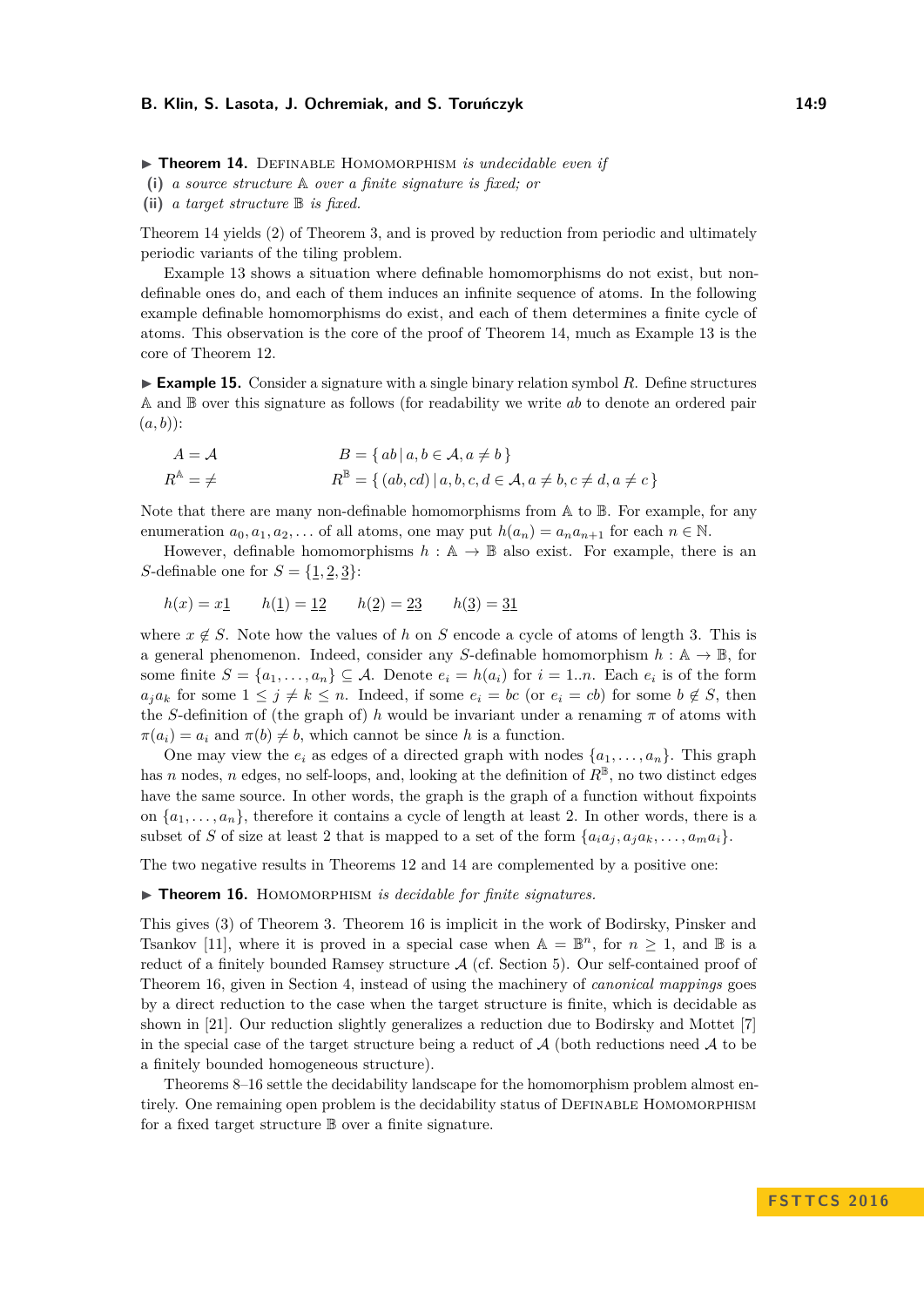▶ **Theorem 14.** Definable Homomorphism *is undecidable even if*

**(i)** *a source structure* $\mathbb{A}$ *over a finite signature is fixed; or*

**(ii)** *a target structure* $\mathbb{B}$ *is fixed.*

Theorem 14 yields (2) of Theorem 3, and is proved by reduction from periodic and ultimately periodic variants of the tiling problem.

Example 13 shows a situation where definable homomorphisms do not exist, but non-definable ones do, and each of them induces an infinite sequence of atoms. In the following example definable homomorphisms do exist, and each of them determines a finite cycle of atoms. This observation is the core of the proof of Theorem 14, much as Example 13 is the core of Theorem 12.

▶ **Example 15.** Consider a signature with a single binary relation symbol $R$. Define structures $\mathbb{A}$ and $\mathbb{B}$ over this signature as follows (for readability we write $ab$ to denote an ordered pair $(a, b)$):

$$A = \mathcal{A} \qquad\qquad B = \{\, ab \mid a, b \in \mathcal{A}, a \neq b \,\}$$

$$R^{\mathbb{A}} = \neq \qquad\qquad R^{\mathbb{B}} = \{\, (ab, cd) \mid a, b, c, d \in \mathcal{A}, a \neq b, c \neq d, a \neq c \,\}$$

Note that there are many non-definable homomorphisms from $\mathbb{A}$ to $\mathbb{B}$. For example, for any enumeration $a_0, a_1, a_2, \ldots$ of all atoms, one may put $h(a_n) = a_n a_{n+1}$ for each $n \in \mathbb{N}$.

However, definable homomorphisms $h : \mathbb{A} \to \mathbb{B}$ also exist. For example, there is an $S$-definable one for $S = \{\underline{1}, \underline{2}, \underline{3}\}$:

$$h(x) = x\underline{1} \qquad h(\underline{1}) = \underline{12} \qquad h(\underline{2}) = \underline{23} \qquad h(\underline{3}) = \underline{31}$$

where $x \notin S$. Note how the values of $h$ on $S$ encode a cycle of atoms of length 3. This is a general phenomenon. Indeed, consider any $S$-definable homomorphism $h : \mathbb{A} \to \mathbb{B}$, for some finite $S = \{a_1, \ldots, a_n\} \subseteq \mathcal{A}$. Denote $e_i = h(a_i)$ for $i = 1..n$. Each $e_i$ is of the form $a_j a_k$ for some $1 \leq j \neq k \leq n$. Indeed, if some $e_i = bc$ (or $e_i = cb$) for some $b \notin S$, then the $S$-definition of (the graph of) $h$ would be invariant under a renaming $\pi$ of atoms with $\pi(a_i) = a_i$ and $\pi(b) \neq b$, which cannot be since $h$ is a function.

One may view the $e_i$ as edges of a directed graph with nodes $\{a_1, \ldots, a_n\}$. This graph has $n$ nodes, $n$ edges, no self-loops, and, looking at the definition of $R^{\mathbb{B}}$, no two distinct edges have the same source. In other words, the graph is the graph of a function without fixpoints on $\{a_1, \ldots, a_n\}$, therefore it contains a cycle of length at least 2. In other words, there is a subset of $S$ of size at least 2 that is mapped to a set of the form $\{a_i a_j, a_j a_k, \ldots, a_m a_i\}$.

The two negative results in Theorems 12 and 14 are complemented by a positive one:

▶ **Theorem 16.** Homomorphism *is decidable for finite signatures.*

This gives (3) of Theorem 3. Theorem 16 is implicit in the work of Bodirsky, Pinsker and Tsankov [11], where it is proved in a special case when $\mathbb{A} = \mathbb{B}^n$, for $n \geq 1$, and $\mathbb{B}$ is a reduct of a finitely bounded Ramsey structure $\mathcal{A}$ (cf. Section 5). Our self-contained proof of Theorem 16, given in Section 4, instead of using the machinery of *canonical mappings* goes by a direct reduction to the case when the target structure is finite, which is decidable as shown in [21]. Our reduction slightly generalizes a reduction due to Bodirsky and Mottet [7] in the special case of the target structure being a reduct of $\mathcal{A}$ (both reductions need $\mathcal{A}$ to be a finitely bounded homogeneous structure).

Theorems 8–16 settle the decidability landscape for the homomorphism problem almost entirely. One remaining open problem is the decidability status of Definable Homomorphism for a fixed target structure $\mathbb{B}$ over a finite signature.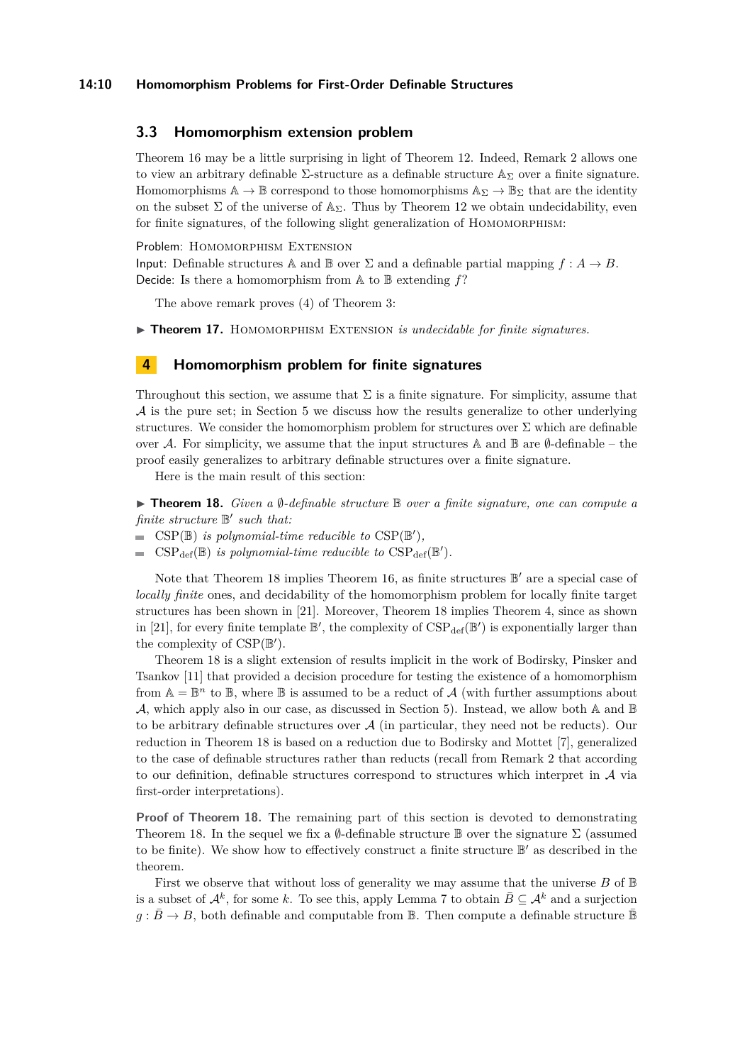### 3.3 Homomorphism extension problem

Theorem 16 may be a little surprising in light of Theorem 12. Indeed, Remark 2 allows one to view an arbitrary definable $\Sigma$-structure as a definable structure $\mathbb{A}_\Sigma$ over a finite signature. Homomorphisms $\mathbb{A} \to \mathbb{B}$ correspond to those homomorphisms $\mathbb{A}_\Sigma \to \mathbb{B}_\Sigma$ that are the identity on the subset $\Sigma$ of the universe of $\mathbb{A}_\Sigma$. Thus by Theorem 12 we obtain undecidability, even for finite signatures, of the following slight generalization of Homomorphism:

Problem: Homomorphism Extension
Input: Definable structures $\mathbb{A}$ and $\mathbb{B}$ over $\Sigma$ and a definable partial mapping $f : A \to B$.
Decide: Is there a homomorphism from $\mathbb{A}$ to $\mathbb{B}$ extending $f$?

The above remark proves (4) of Theorem 3:

▶ **Theorem 17.** Homomorphism Extension *is undecidable for finite signatures.*

## 4 Homomorphism problem for finite signatures

Throughout this section, we assume that $\Sigma$ is a finite signature. For simplicity, assume that $\mathcal{A}$ is the pure set; in Section 5 we discuss how the results generalize to other underlying structures. We consider the homomorphism problem for structures over $\Sigma$ which are definable over $\mathcal{A}$. For simplicity, we assume that the input structures $\mathbb{A}$ and $\mathbb{B}$ are $\emptyset$-definable – the proof easily generalizes to arbitrary definable structures over a finite signature.

Here is the main result of this section:

▶ **Theorem 18.** *Given a $\emptyset$-definable structure $\mathbb{B}$ over a finite signature, one can compute a finite structure $\mathbb{B}'$ such that:*

- $\mathrm{CSP}(\mathbb{B})$ *is polynomial-time reducible to* $\mathrm{CSP}(\mathbb{B}')$*,*
- $\mathrm{CSP}_{\mathrm{def}}(\mathbb{B})$ *is polynomial-time reducible to* $\mathrm{CSP}_{\mathrm{def}}(\mathbb{B}')$*.*

Note that Theorem 18 implies Theorem 16, as finite structures $\mathbb{B}'$ are a special case of *locally finite* ones, and decidability of the homomorphism problem for locally finite target structures has been shown in [21]. Moreover, Theorem 18 implies Theorem 4, since as shown in [21], for every finite template $\mathbb{B}'$, the complexity of $\mathrm{CSP}_{\mathrm{def}}(\mathbb{B}')$ is exponentially larger than the complexity of $\mathrm{CSP}(\mathbb{B}')$.

Theorem 18 is a slight extension of results implicit in the work of Bodirsky, Pinsker and Tsankov [11] that provided a decision procedure for testing the existence of a homomorphism from $\mathbb{A} = \mathbb{B}^n$ to $\mathbb{B}$, where $\mathbb{B}$ is assumed to be a reduct of $\mathcal{A}$ (with further assumptions about $\mathcal{A}$, which apply also in our case, as discussed in Section 5). Instead, we allow both $\mathbb{A}$ and $\mathbb{B}$ to be arbitrary definable structures over $\mathcal{A}$ (in particular, they need not be reducts). Our reduction in Theorem 18 is based on a reduction due to Bodirsky and Mottet [7], generalized to the case of definable structures rather than reducts (recall from Remark 2 that according to our definition, definable structures correspond to structures which interpret in $\mathcal{A}$ via first-order interpretations).

**Proof of Theorem 18.** The remaining part of this section is devoted to demonstrating Theorem 18. In the sequel we fix a $\emptyset$-definable structure $\mathbb{B}$ over the signature $\Sigma$ (assumed to be finite). We show how to effectively construct a finite structure $\mathbb{B}'$ as described in the theorem.

First we observe that without loss of generality we may assume that the universe $B$ of $\mathbb{B}$ is a subset of $\mathcal{A}^k$, for some $k$. To see this, apply Lemma 7 to obtain $\bar{B} \subseteq \mathcal{A}^k$ and a surjection $g : \bar{B} \to B$, both definable and computable from $\mathbb{B}$. Then compute a definable structure $\bar{\mathbb{B}}$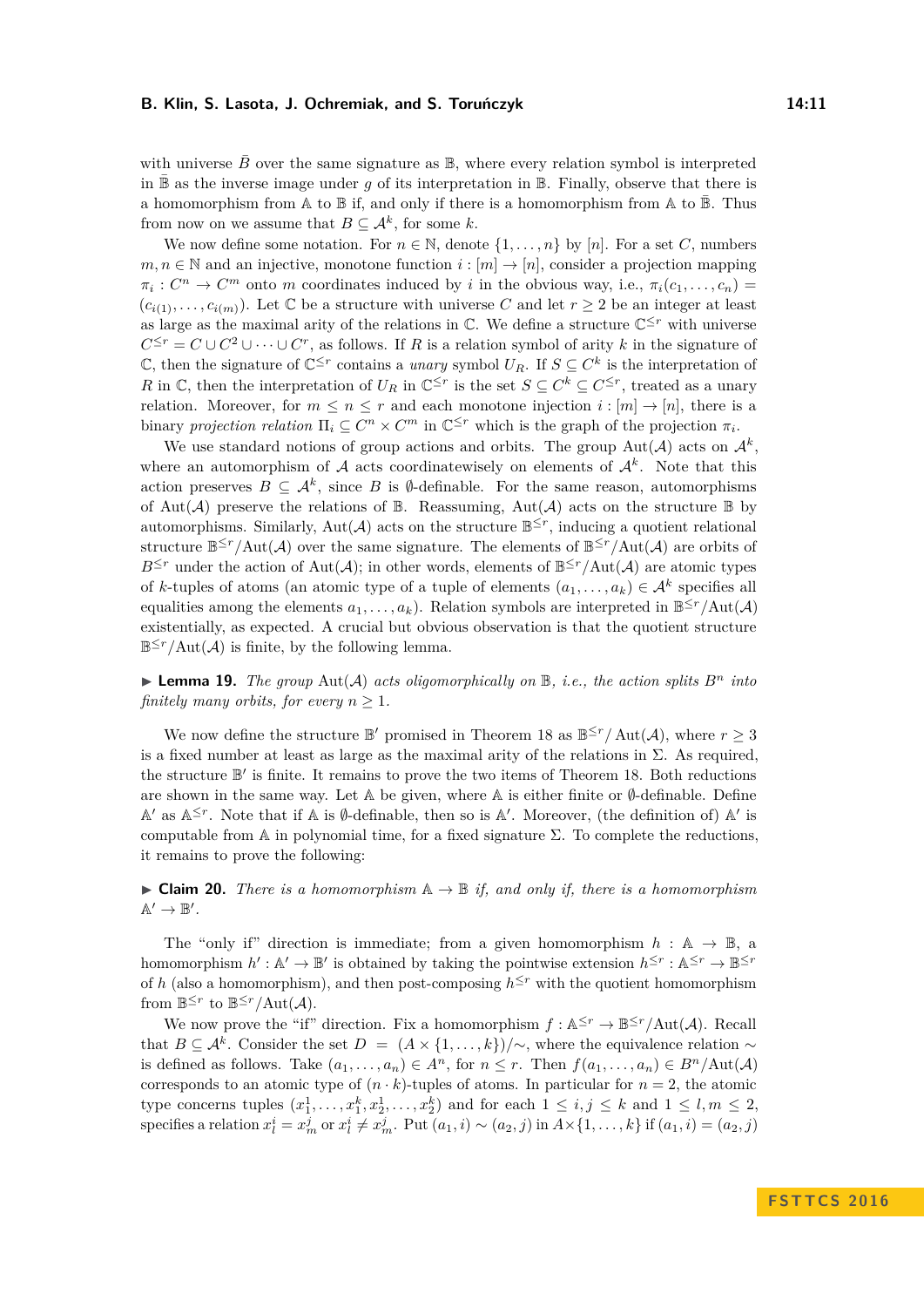with universe $\bar{B}$ over the same signature as $\mathbb{B}$, where every relation symbol is interpreted in $\bar{\mathbb{B}}$ as the inverse image under $g$ of its interpretation in $\mathbb{B}$. Finally, observe that there is a homomorphism from $\mathbb{A}$ to $\mathbb{B}$ if, and only if there is a homomorphism from $\mathbb{A}$ to $\bar{\mathbb{B}}$. Thus from now on we assume that $B \subseteq \mathcal{A}^k$, for some $k$.

We now define some notation. For $n \in \mathbb{N}$, denote $\{1, \ldots, n\}$ by $[n]$. For a set $C$, numbers $m, n \in \mathbb{N}$ and an injective, monotone function $i : [m] \to [n]$, consider a projection mapping $\pi_i : C^n \to C^m$ onto $m$ coordinates induced by $i$ in the obvious way, i.e., $\pi_i(c_1, \ldots, c_n) = (c_{i(1)}, \ldots, c_{i(m)})$. Let $\mathbb{C}$ be a structure with universe $C$ and let $r \geq 2$ be an integer at least as large as the maximal arity of the relations in $\mathbb{C}$. We define a structure $\mathbb{C}^{\leq r}$ with universe $C^{\leq r} = C \cup C^2 \cup \cdots \cup C^r$, as follows. If $R$ is a relation symbol of arity $k$ in the signature of $\mathbb{C}$, then the signature of $\mathbb{C}^{\leq r}$ contains a *unary* symbol $U_R$. If $S \subseteq C^k$ is the interpretation of $R$ in $\mathbb{C}$, then the interpretation of $U_R$ in $\mathbb{C}^{\leq r}$ is the set $S \subseteq C^k \subseteq C^{\leq r}$, treated as a unary relation. Moreover, for $m \leq n \leq r$ and each monotone injection $i : [m] \to [n]$, there is a binary *projection relation* $\Pi_i \subseteq C^n \times C^m$ in $\mathbb{C}^{\leq r}$ which is the graph of the projection $\pi_i$.

We use standard notions of group actions and orbits. The group $\mathrm{Aut}(\mathcal{A})$ acts on $\mathcal{A}^k$, where an automorphism of $\mathcal{A}$ acts coordinatewisely on elements of $\mathcal{A}^k$. Note that this action preserves $B \subseteq \mathcal{A}^k$, since $B$ is $\emptyset$-definable. For the same reason, automorphisms of $\mathrm{Aut}(\mathcal{A})$ preserve the relations of $\mathbb{B}$. Reassuming, $\mathrm{Aut}(\mathcal{A})$ acts on the structure $\mathbb{B}$ by automorphisms. Similarly, $\mathrm{Aut}(\mathcal{A})$ acts on the structure $\mathbb{B}^{\leq r}$, inducing a quotient relational structure $\mathbb{B}^{\leq r}/\mathrm{Aut}(\mathcal{A})$ over the same signature. The elements of $\mathbb{B}^{\leq r}/\mathrm{Aut}(\mathcal{A})$ are orbits of $B^{\leq r}$ under the action of $\mathrm{Aut}(\mathcal{A})$; in other words, elements of $\mathbb{B}^{\leq r}/\mathrm{Aut}(\mathcal{A})$ are atomic types of $k$-tuples of atoms (an atomic type of a tuple of elements $(a_1, \ldots, a_k) \in \mathcal{A}^k$ specifies all equalities among the elements $a_1, \ldots, a_k$). Relation symbols are interpreted in $\mathbb{B}^{\leq r}/\mathrm{Aut}(\mathcal{A})$ existentially, as expected. A crucial but obvious observation is that the quotient structure $\mathbb{B}^{\leq r}/\mathrm{Aut}(\mathcal{A})$ is finite, by the following lemma.

▶ **Lemma 19.** *The group* $\mathrm{Aut}(\mathcal{A})$ *acts oligomorphically on* $\mathbb{B}$*, i.e., the action splits* $B^n$ *into finitely many orbits, for every* $n \geq 1$.

We now define the structure $\mathbb{B}'$ promised in Theorem 18 as $\mathbb{B}^{\leq r}/\,\mathrm{Aut}(\mathcal{A})$, where $r \geq 3$ is a fixed number at least as large as the maximal arity of the relations in $\Sigma$. As required, the structure $\mathbb{B}'$ is finite. It remains to prove the two items of Theorem 18. Both reductions are shown in the same way. Let $\mathbb{A}$ be given, where $\mathbb{A}$ is either finite or $\emptyset$-definable. Define $\mathbb{A}'$ as $\mathbb{A}^{\leq r}$. Note that if $\mathbb{A}$ is $\emptyset$-definable, then so is $\mathbb{A}'$. Moreover, (the definition of) $\mathbb{A}'$ is computable from $\mathbb{A}$ in polynomial time, for a fixed signature $\Sigma$. To complete the reductions, it remains to prove the following:

▶ **Claim 20.** *There is a homomorphism* $\mathbb{A} \to \mathbb{B}$ *if, and only if, there is a homomorphism* $\mathbb{A}' \to \mathbb{B}'$.

The "only if" direction is immediate; from a given homomorphism $h : \mathbb{A} \to \mathbb{B}$, a homomorphism $h' : \mathbb{A}' \to \mathbb{B}'$ is obtained by taking the pointwise extension $h^{\leq r} : \mathbb{A}^{\leq r} \to \mathbb{B}^{\leq r}$ of $h$ (also a homomorphism), and then post-composing $h^{\leq r}$ with the quotient homomorphism from $\mathbb{B}^{\leq r}$ to $\mathbb{B}^{\leq r}/\mathrm{Aut}(\mathcal{A})$.

We now prove the "if" direction. Fix a homomorphism $f : \mathbb{A}^{\leq r} \to \mathbb{B}^{\leq r}/\mathrm{Aut}(\mathcal{A})$. Recall that $B \subseteq \mathcal{A}^k$. Consider the set $D = (A \times \{1, \ldots, k\})/\!\sim$, where the equivalence relation $\sim$ is defined as follows. Take $(a_1, \ldots, a_n) \in A^n$, for $n \leq r$. Then $f(a_1, \ldots, a_n) \in B^n/\mathrm{Aut}(\mathcal{A})$ corresponds to an atomic type of $(n \cdot k)$-tuples of atoms. In particular for $n = 2$, the atomic type concerns tuples $(x_1^1, \ldots, x_1^k, x_2^1, \ldots, x_2^k)$ and for each $1 \leq i, j \leq k$ and $1 \leq l, m \leq 2$, specifies a relation $x_l^i = x_m^j$ or $x_l^i \neq x_m^j$. Put $(a_1, i) \sim (a_2, j)$ in $A \times \{1, \ldots, k\}$ if $(a_1, i) = (a_2, j)$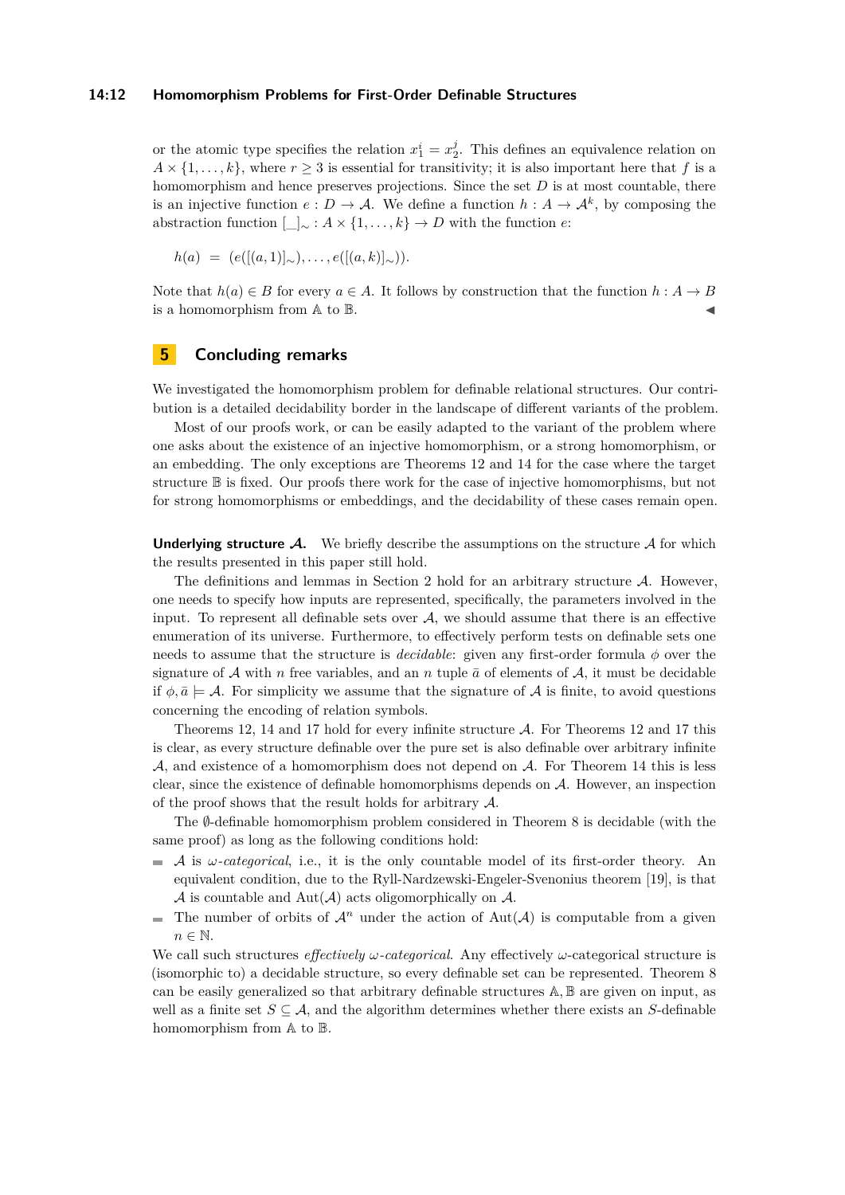or the atomic type specifies the relation $x_1^i = x_2^j$. This defines an equivalence relation on $A \times \{1, \ldots, k\}$, where $r \geq 3$ is essential for transitivity; it is also important here that $f$ is a homomorphism and hence preserves projections. Since the set $D$ is at most countable, there is an injective function $e : D \to \mathcal{A}$. We define a function $h : A \to \mathcal{A}^k$, by composing the abstraction function $[\_]_\sim : A \times \{1, \ldots, k\} \to D$ with the function $e$:

$$h(a) \;=\; (e([(a,1)]_\sim), \ldots, e([(a,k)]_\sim)).$$

Note that $h(a) \in B$ for every $a \in A$. It follows by construction that the function $h : A \to B$ is a homomorphism from $\mathbb{A}$ to $\mathbb{B}$. ◂

## 5 Concluding remarks

We investigated the homomorphism problem for definable relational structures. Our contribution is a detailed decidability border in the landscape of different variants of the problem.

Most of our proofs work, or can be easily adapted to the variant of the problem where one asks about the existence of an injective homomorphism, or a strong homomorphism, or an embedding. The only exceptions are Theorems 12 and 14 for the case where the target structure $\mathbb{B}$ is fixed. Our proofs there work for the case of injective homomorphisms, but not for strong homomorphisms or embeddings, and the decidability of these cases remain open.

**Underlying structure $\mathcal{A}$.** We briefly describe the assumptions on the structure $\mathcal{A}$ for which the results presented in this paper still hold.

The definitions and lemmas in Section 2 hold for an arbitrary structure $\mathcal{A}$. However, one needs to specify how inputs are represented, specifically, the parameters involved in the input. To represent all definable sets over $\mathcal{A}$, we should assume that there is an effective enumeration of its universe. Furthermore, to effectively perform tests on definable sets one needs to assume that the structure is *decidable*: given any first-order formula $\phi$ over the signature of $\mathcal{A}$ with $n$ free variables, and an $n$ tuple $\bar{a}$ of elements of $\mathcal{A}$, it must be decidable if $\phi, \bar{a} \models \mathcal{A}$. For simplicity we assume that the signature of $\mathcal{A}$ is finite, to avoid questions concerning the encoding of relation symbols.

Theorems 12, 14 and 17 hold for every infinite structure $\mathcal{A}$. For Theorems 12 and 17 this is clear, as every structure definable over the pure set is also definable over arbitrary infinite $\mathcal{A}$, and existence of a homomorphism does not depend on $\mathcal{A}$. For Theorem 14 this is less clear, since the existence of definable homomorphisms depends on $\mathcal{A}$. However, an inspection of the proof shows that the result holds for arbitrary $\mathcal{A}$.

The $\emptyset$-definable homomorphism problem considered in Theorem 8 is decidable (with the same proof) as long as the following conditions hold:

- $\mathcal{A}$ is *$\omega$-categorical*, i.e., it is the only countable model of its first-order theory. An equivalent condition, due to the Ryll-Nardzewski-Engeler-Svenonius theorem [19], is that $\mathcal{A}$ is countable and $\mathrm{Aut}(\mathcal{A})$ acts oligomorphically on $\mathcal{A}$.
- The number of orbits of $\mathcal{A}^n$ under the action of $\mathrm{Aut}(\mathcal{A})$ is computable from a given $n \in \mathbb{N}$.

We call such structures *effectively $\omega$-categorical*. Any effectively $\omega$-categorical structure is (isomorphic to) a decidable structure, so every definable set can be represented. Theorem 8 can be easily generalized so that arbitrary definable structures $\mathbb{A}, \mathbb{B}$ are given on input, as well as a finite set $S \subseteq \mathcal{A}$, and the algorithm determines whether there exists an $S$-definable homomorphism from $\mathbb{A}$ to $\mathbb{B}$.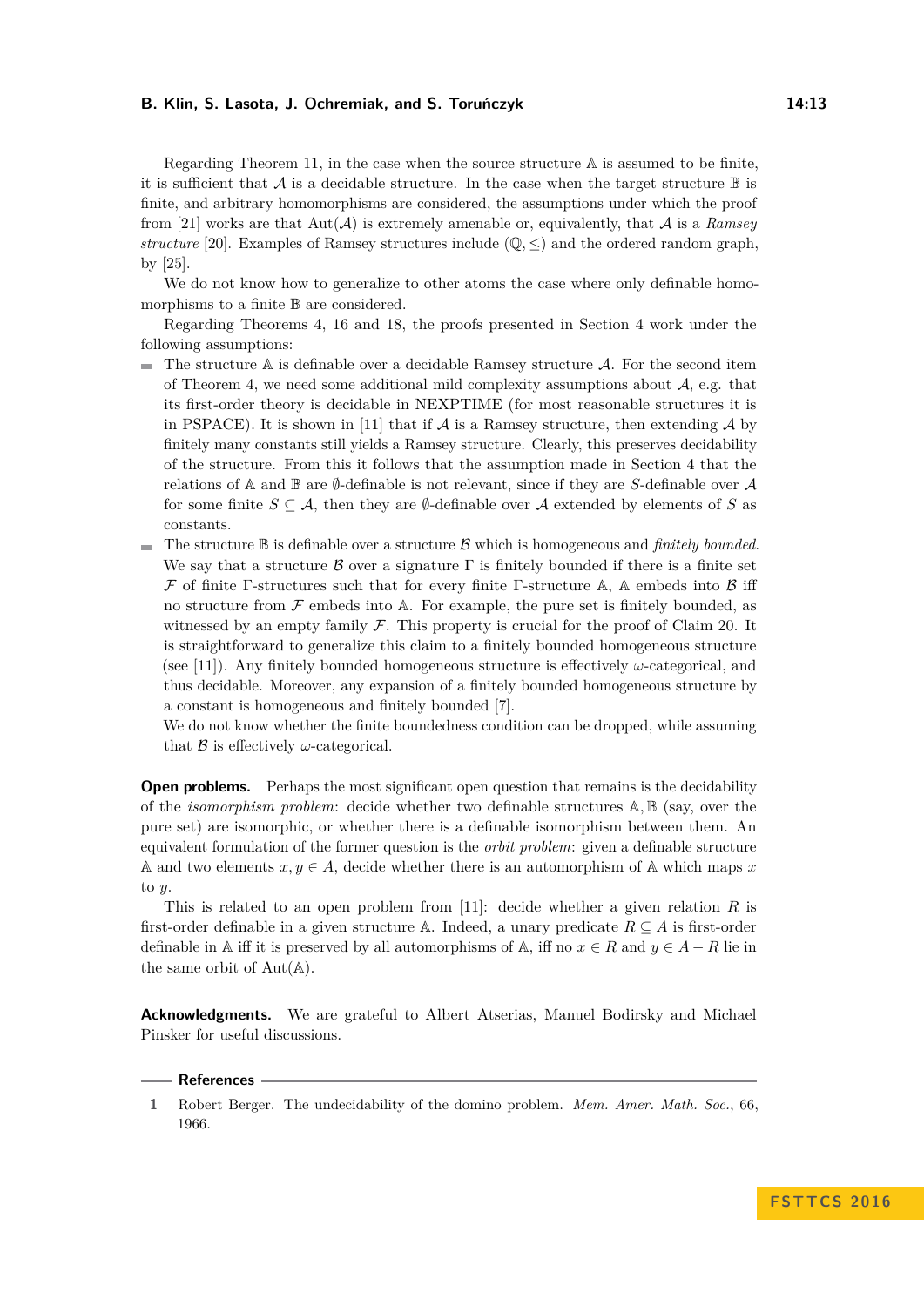Regarding Theorem 11, in the case when the source structure $\mathbb{A}$ is assumed to be finite, it is sufficient that $\mathcal{A}$ is a decidable structure. In the case when the target structure $\mathbb{B}$ is finite, and arbitrary homomorphisms are considered, the assumptions under which the proof from [21] works are that $\mathrm{Aut}(\mathcal{A})$ is extremely amenable or, equivalently, that $\mathcal{A}$ is a *Ramsey structure* [20]. Examples of Ramsey structures include $(\mathbb{Q}, \leq)$ and the ordered random graph, by [25].

We do not know how to generalize to other atoms the case where only definable homomorphisms to a finite $\mathbb{B}$ are considered.

Regarding Theorems 4, 16 and 18, the proofs presented in Section 4 work under the following assumptions:

- The structure $\mathbb{A}$ is definable over a decidable Ramsey structure $\mathcal{A}$. For the second item of Theorem 4, we need some additional mild complexity assumptions about $\mathcal{A}$, e.g. that its first-order theory is decidable in NEXPTIME (for most reasonable structures it is in PSPACE). It is shown in [11] that if $\mathcal{A}$ is a Ramsey structure, then extending $\mathcal{A}$ by finitely many constants still yields a Ramsey structure. Clearly, this preserves decidability of the structure. From this it follows that the assumption made in Section 4 that the relations of $\mathbb{A}$ and $\mathbb{B}$ are $\emptyset$-definable is not relevant, since if they are $S$-definable over $\mathcal{A}$ for some finite $S \subseteq \mathcal{A}$, then they are $\emptyset$-definable over $\mathcal{A}$ extended by elements of $S$ as constants.
- The structure $\mathbb{B}$ is definable over a structure $\mathcal{B}$ which is homogeneous and *finitely bounded*. We say that a structure $\mathcal{B}$ over a signature $\Gamma$ is finitely bounded if there is a finite set $\mathcal{F}$ of finite $\Gamma$-structures such that for every finite $\Gamma$-structure $\mathbb{A}$, $\mathbb{A}$ embeds into $\mathcal{B}$ iff no structure from $\mathcal{F}$ embeds into $\mathbb{A}$. For example, the pure set is finitely bounded, as witnessed by an empty family $\mathcal{F}$. This property is crucial for the proof of Claim 20. It is straightforward to generalize this claim to a finitely bounded homogeneous structure (see [11]). Any finitely bounded homogeneous structure is effectively $\omega$-categorical, and thus decidable. Moreover, any expansion of a finitely bounded homogeneous structure by a constant is homogeneous and finitely bounded [7].
  We do not know whether the finite boundedness condition can be dropped, while assuming that $\mathcal{B}$ is effectively $\omega$-categorical.

**Open problems.** Perhaps the most significant open question that remains is the decidability of the *isomorphism problem*: decide whether two definable structures $\mathbb{A}, \mathbb{B}$ (say, over the pure set) are isomorphic, or whether there is a definable isomorphism between them. An equivalent formulation of the former question is the *orbit problem*: given a definable structure $\mathbb{A}$ and two elements $x, y \in A$, decide whether there is an automorphism of $\mathbb{A}$ which maps $x$ to $y$.

This is related to an open problem from [11]: decide whether a given relation $R$ is first-order definable in a given structure $\mathbb{A}$. Indeed, a unary predicate $R \subseteq A$ is first-order definable in $\mathbb{A}$ iff it is preserved by all automorphisms of $\mathbb{A}$, iff no $x \in R$ and $y \in A - R$ lie in the same orbit of $\mathrm{Aut}(\mathbb{A})$.

**Acknowledgments.** We are grateful to Albert Atserias, Manuel Bodirsky and Michael Pinsker for useful discussions.

## References

1. Robert Berger. The undecidability of the domino problem. *Mem. Amer. Math. Soc.*, 66, 1966.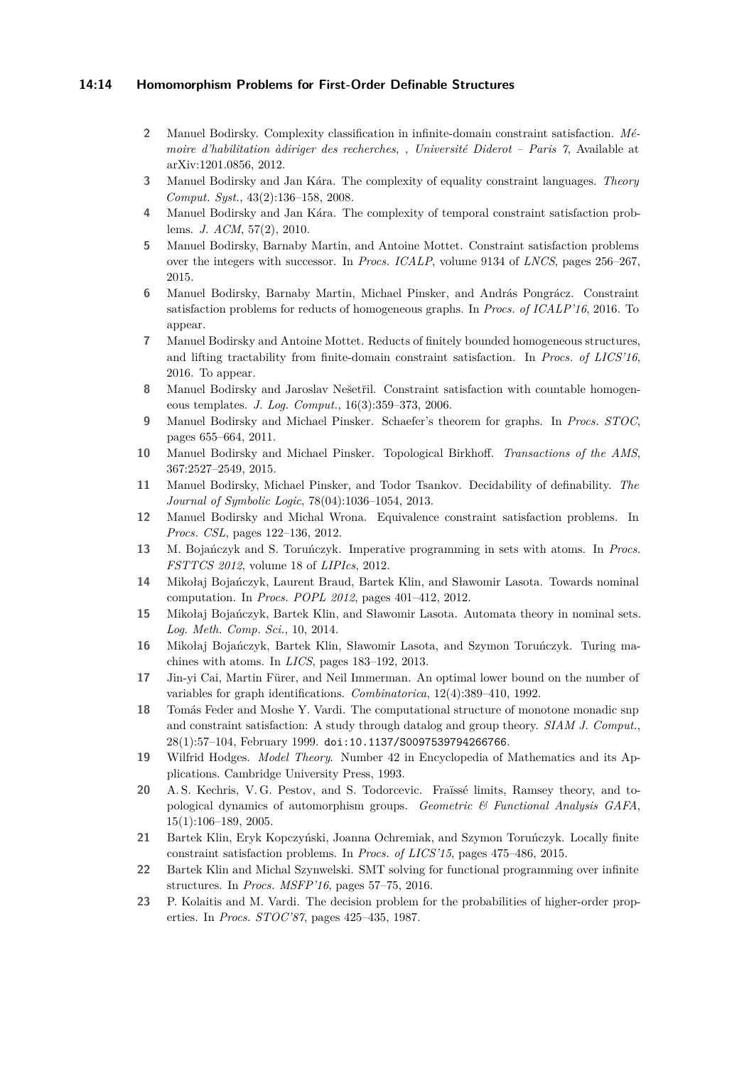2 Manuel Bodirsky. Complexity classification in infinite-domain constraint satisfaction. *Mémoire d'habilitation àdiriger des recherches, , Université Diderot – Paris 7*, Available at arXiv:1201.0856, 2012.

3 Manuel Bodirsky and Jan Kára. The complexity of equality constraint languages. *Theory Comput. Syst.*, 43(2):136–158, 2008.

4 Manuel Bodirsky and Jan Kára. The complexity of temporal constraint satisfaction problems. *J. ACM*, 57(2), 2010.

5 Manuel Bodirsky, Barnaby Martin, and Antoine Mottet. Constraint satisfaction problems over the integers with successor. In *Procs. ICALP*, volume 9134 of *LNCS*, pages 256–267, 2015.

6 Manuel Bodirsky, Barnaby Martin, Michael Pinsker, and András Pongrácz. Constraint satisfaction problems for reducts of homogeneous graphs. In *Procs. of ICALP'16*, 2016. To appear.

7 Manuel Bodirsky and Antoine Mottet. Reducts of finitely bounded homogeneous structures, and lifting tractability from finite-domain constraint satisfaction. In *Procs. of LICS'16*, 2016. To appear.

8 Manuel Bodirsky and Jaroslav Nešetřil. Constraint satisfaction with countable homogeneous templates. *J. Log. Comput.*, 16(3):359–373, 2006.

9 Manuel Bodirsky and Michael Pinsker. Schaefer's theorem for graphs. In *Procs. STOC*, pages 655–664, 2011.

10 Manuel Bodirsky and Michael Pinsker. Topological Birkhoff. *Transactions of the AMS*, 367:2527–2549, 2015.

11 Manuel Bodirsky, Michael Pinsker, and Todor Tsankov. Decidability of definability. *The Journal of Symbolic Logic*, 78(04):1036–1054, 2013.

12 Manuel Bodirsky and Michal Wrona. Equivalence constraint satisfaction problems. In *Procs. CSL*, pages 122–136, 2012.

13 M. Bojańczyk and S. Toruńczyk. Imperative programming in sets with atoms. In *Procs. FSTTCS 2012*, volume 18 of *LIPIcs*, 2012.

14 Mikołaj Bojańczyk, Laurent Braud, Bartek Klin, and Sławomir Lasota. Towards nominal computation. In *Procs. POPL 2012*, pages 401–412, 2012.

15 Mikołaj Bojańczyk, Bartek Klin, and Sławomir Lasota. Automata theory in nominal sets. *Log. Meth. Comp. Sci.*, 10, 2014.

16 Mikołaj Bojańczyk, Bartek Klin, Sławomir Lasota, and Szymon Toruńczyk. Turing machines with atoms. In *LICS*, pages 183–192, 2013.

17 Jin-yi Cai, Martin Fürer, and Neil Immerman. An optimal lower bound on the number of variables for graph identifications. *Combinatorica*, 12(4):389–410, 1992.

18 Tomás Feder and Moshe Y. Vardi. The computational structure of monotone monadic snp and constraint satisfaction: A study through datalog and group theory. *SIAM J. Comput.*, 28(1):57–104, February 1999. `doi:10.1137/S0097539794266766`.

19 Wilfrid Hodges. *Model Theory*. Number 42 in Encyclopedia of Mathematics and its Applications. Cambridge University Press, 1993.

20 A. S. Kechris, V. G. Pestov, and S. Todorcevic. Fraïssé limits, Ramsey theory, and topological dynamics of automorphism groups. *Geometric & Functional Analysis GAFA*, 15(1):106–189, 2005.

21 Bartek Klin, Eryk Kopczyński, Joanna Ochremiak, and Szymon Toruńczyk. Locally finite constraint satisfaction problems. In *Procs. of LICS'15*, pages 475–486, 2015.

22 Bartek Klin and Michał Szynwelski. SMT solving for functional programming over infinite structures. In *Procs. MSFP'16*, pages 57–75, 2016.

23 P. Kolaitis and M. Vardi. The decision problem for the probabilities of higher-order properties. In *Procs. STOC'87*, pages 425–435, 1987.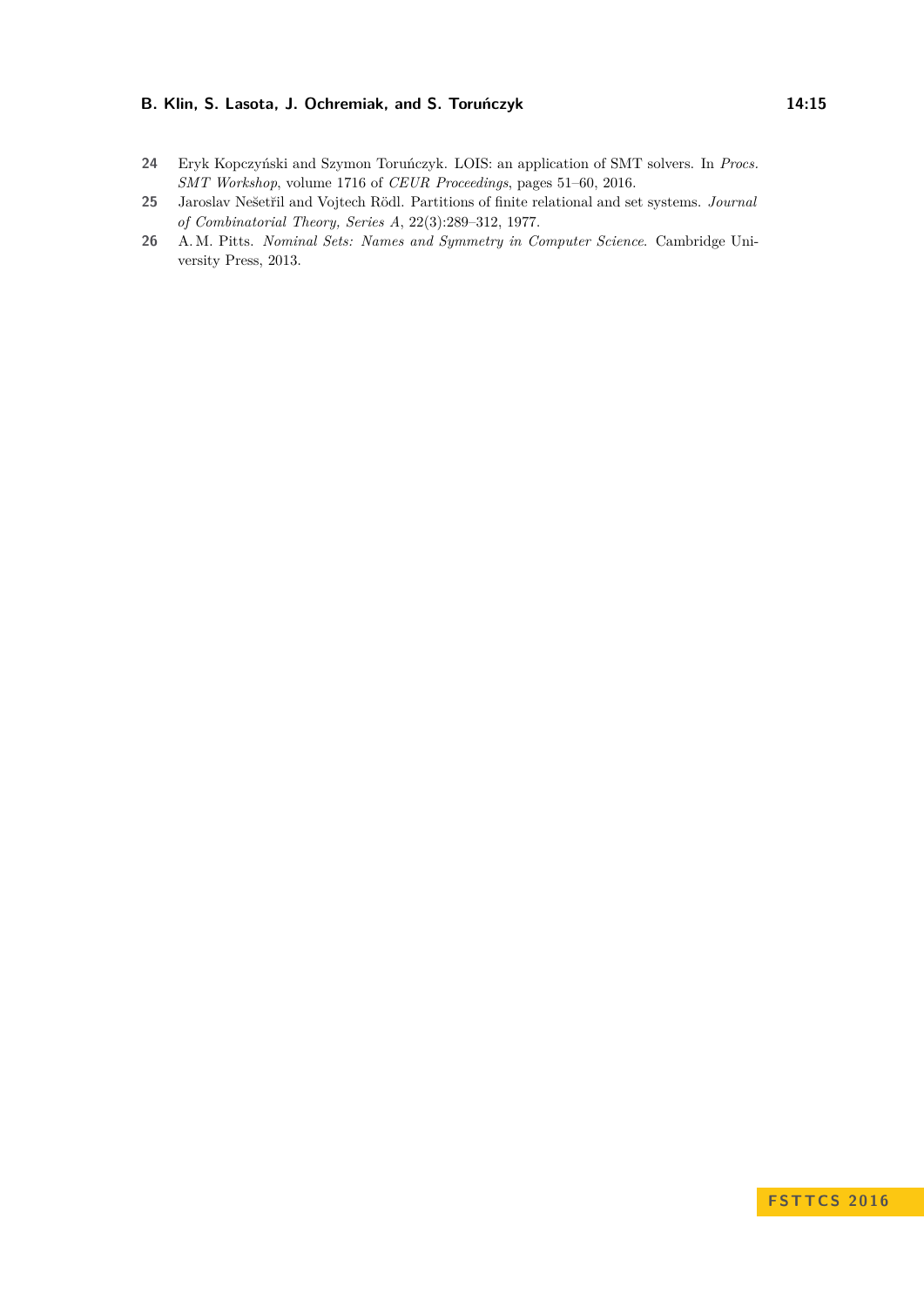24 Eryk Kopczyński and Szymon Toruńczyk. LOIS: an application of SMT solvers. In *Procs. SMT Workshop*, volume 1716 of *CEUR Proceedings*, pages 51–60, 2016.

25 Jaroslav Nešetřil and Vojtech Rödl. Partitions of finite relational and set systems. *Journal of Combinatorial Theory, Series A*, 22(3):289–312, 1977.

26 A. M. Pitts. *Nominal Sets: Names and Symmetry in Computer Science*. Cambridge University Press, 2013.